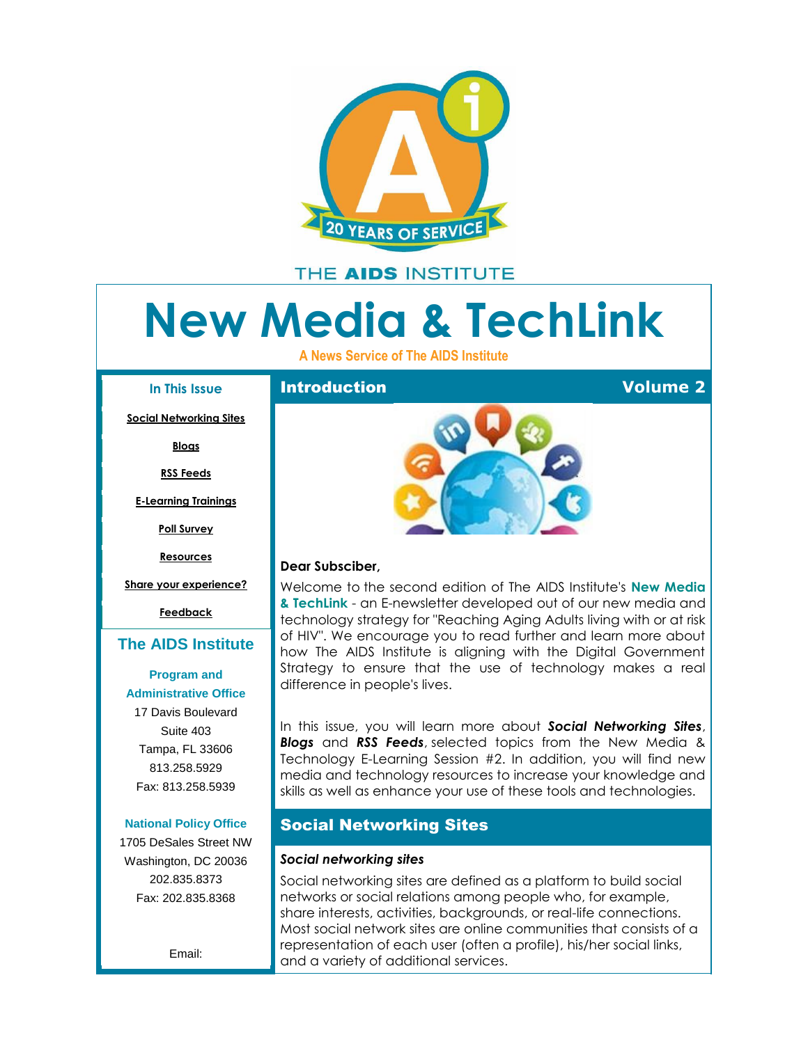20 YEARS OF SERVICE

THE AIDS INSTITUTE

# New Media & TechLink

**A News Service of The AIDS Institute**

## Introduction

**Volume 2**

**Dear Subscriber,**

Welcome to the second edition of The AIDS Institute's **New Media & TechLink** - an E-newsletter developed out of our new media and technology strategy for "Reaching Aging Adults living with or at risk of HIV". We encourage you to read further and learn more about how The AIDS Institute is aligning with the Digital Government Strategy to ensure that the use of technology makes a real difference in people's lives.

In this issue, you will learn more about ***Social Networking Sites***, ***Blogs*** and ***RSS Feeds***, selected topics from the New Media & Technology E-Learning Session #2. In addition, you will find new media and technology resources to increase your knowledge and skills as well as enhance your use of these tools and technologies.

## Social Networking Sites

***Social networking sites***

Social networking sites are defined as a platform to build social networks or social relations among people who, for example, share interests, activities, backgrounds, or real-life connections. Most social network sites are online communities that consists of a representation of each user (often a profile), his/her social links, and a variety of additional services.

---

### In This Issue

- Social Networking Sites
- Blogs
- RSS Feeds
- E-Learning Trainings
- Poll Survey
- Resources
- Share your experience?
- Feedback

### The AIDS Institute

**Program and Administrative Office**
17 Davis Boulevard
Suite 403
Tampa, FL 33606
813.258.5929
Fax: 813.258.5939

**National Policy Office**
1705 DeSales Street NW
Washington, DC 20036
202.835.8373
Fax: 202.835.8368

Email: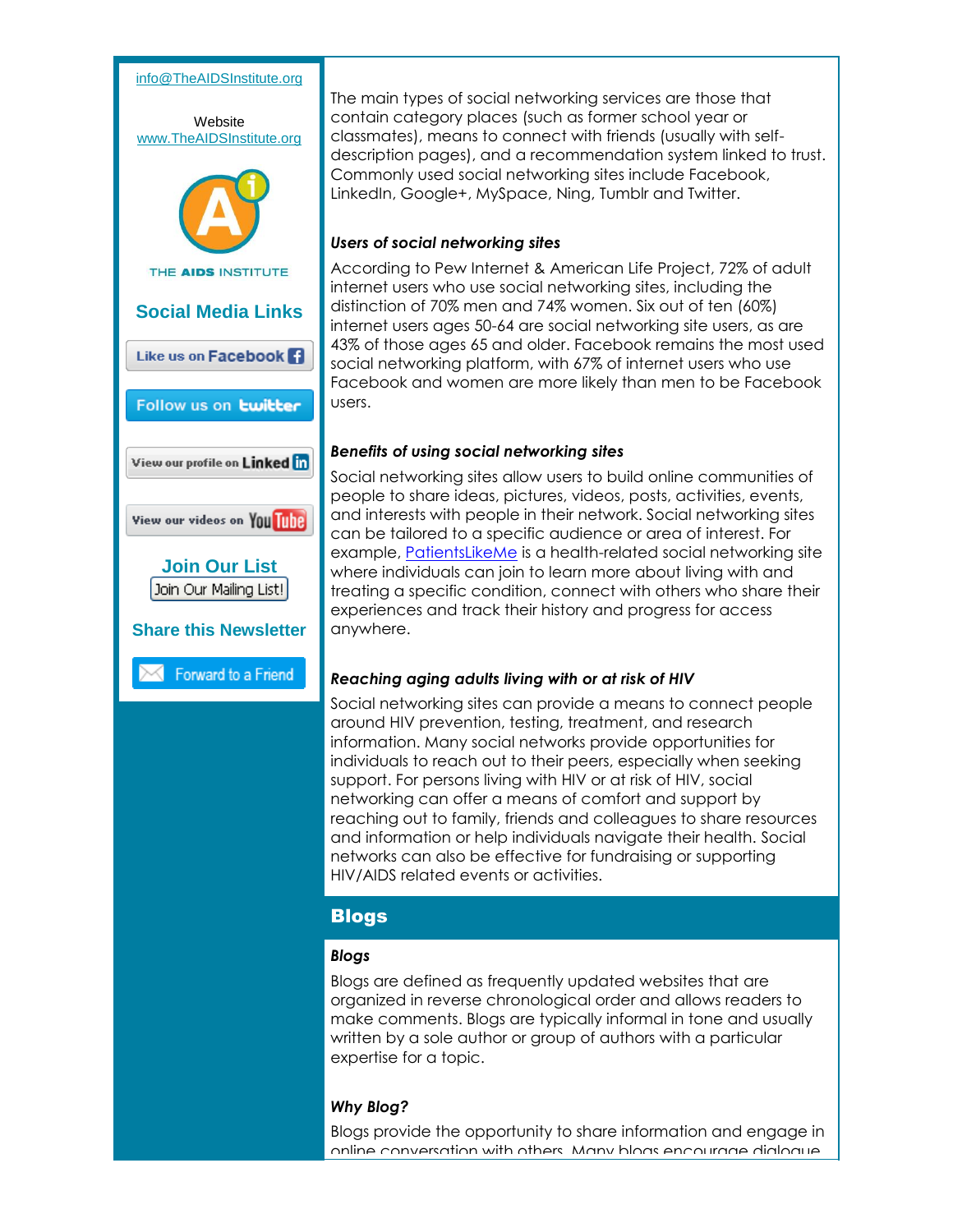info@TheAIDSInstitute.org

Website
www.TheAIDSInstitute.org

THE AIDS INSTITUTE

**Social Media Links**

Like us on Facebook

Follow us on twitter

View our profile on LinkedIn

View our videos on YouTube

**Join Our List**

Join Our Mailing List!

**Share this Newsletter**

Forward to a Friend

The main types of social networking services are those that contain category places (such as former school year or classmates), means to connect with friends (usually with self-description pages), and a recommendation system linked to trust. Commonly used social networking sites include Facebook, LinkedIn, Google+, MySpace, Ning, Tumblr and Twitter.

***Users of social networking sites***

According to Pew Internet & American Life Project, 72% of adult internet users who use social networking sites, including the distinction of 70% men and 74% women. Six out of ten (60%) internet users ages 50-64 are social networking site users, as are 43% of those ages 65 and older. Facebook remains the most used social networking platform, with 67% of internet users who use Facebook and women are more likely than men to be Facebook users.

***Benefits of using social networking sites***

Social networking sites allow users to build online communities of people to share ideas, pictures, videos, posts, activities, events, and interests with people in their network. Social networking sites can be tailored to a specific audience or area of interest. For example, PatientsLikeMe is a health-related social networking site where individuals can join to learn more about living with and treating a specific condition, connect with others who share their experiences and track their history and progress for access anywhere.

***Reaching aging adults living with or at risk of HIV***

Social networking sites can provide a means to connect people around HIV prevention, testing, treatment, and research information. Many social networks provide opportunities for individuals to reach out to their peers, especially when seeking support. For persons living with HIV or at risk of HIV, social networking can offer a means of comfort and support by reaching out to family, friends and colleagues to share resources and information or help individuals navigate their health. Social networks can also be effective for fundraising or supporting HIV/AIDS related events or activities.

## Blogs

***Blogs***

Blogs are defined as frequently updated websites that are organized in reverse chronological order and allows readers to make comments. Blogs are typically informal in tone and usually written by a sole author or group of authors with a particular expertise for a topic.

***Why Blog?***

Blogs provide the opportunity to share information and engage in online conversation with others. Many blogs encourage dialogue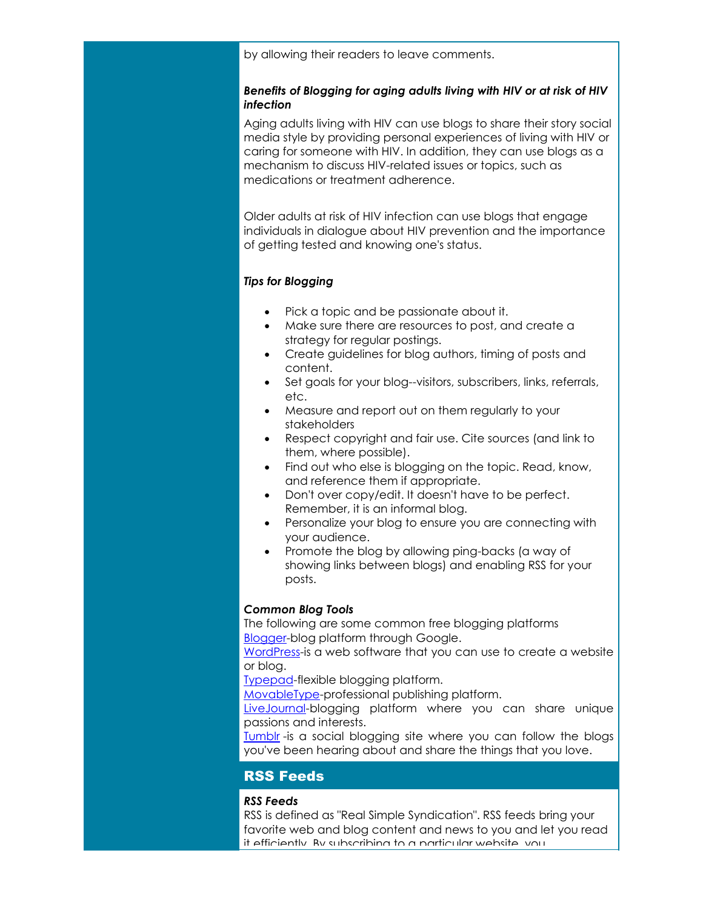by allowing their readers to leave comments.

***Benefits of Blogging for aging adults living with HIV or at risk of HIV infection***

Aging adults living with HIV can use blogs to share their story social media style by providing personal experiences of living with HIV or caring for someone with HIV. In addition, they can use blogs as a mechanism to discuss HIV-related issues or topics, such as medications or treatment adherence.

Older adults at risk of HIV infection can use blogs that engage individuals in dialogue about HIV prevention and the importance of getting tested and knowing one's status.

***Tips for Blogging***

- Pick a topic and be passionate about it.
- Make sure there are resources to post, and create a strategy for regular postings.
- Create guidelines for blog authors, timing of posts and content.
- Set goals for your blog--visitors, subscribers, links, referrals, etc.
- Measure and report out on them regularly to your stakeholders
- Respect copyright and fair use. Cite sources (and link to them, where possible).
- Find out who else is blogging on the topic. Read, know, and reference them if appropriate.
- Don't over copy/edit. It doesn't have to be perfect. Remember, it is an informal blog.
- Personalize your blog to ensure you are connecting with your audience.
- Promote the blog by allowing ping-backs (a way of showing links between blogs) and enabling RSS for your posts.

***Common Blog Tools***

The following are some common free blogging platforms
Blogger-blog platform through Google.
WordPress-is a web software that you can use to create a website or blog.
Typepad-flexible blogging platform.
MovableType-professional publishing platform.
LiveJournal-blogging platform where you can share unique passions and interests.
Tumblr -is a social blogging site where you can follow the blogs you've been hearing about and share the things that you love.

## RSS Feeds

***RSS Feeds***

RSS is defined as "Real Simple Syndication". RSS feeds bring your favorite web and blog content and news to you and let you read it efficiently. By subscribing to a particular website, you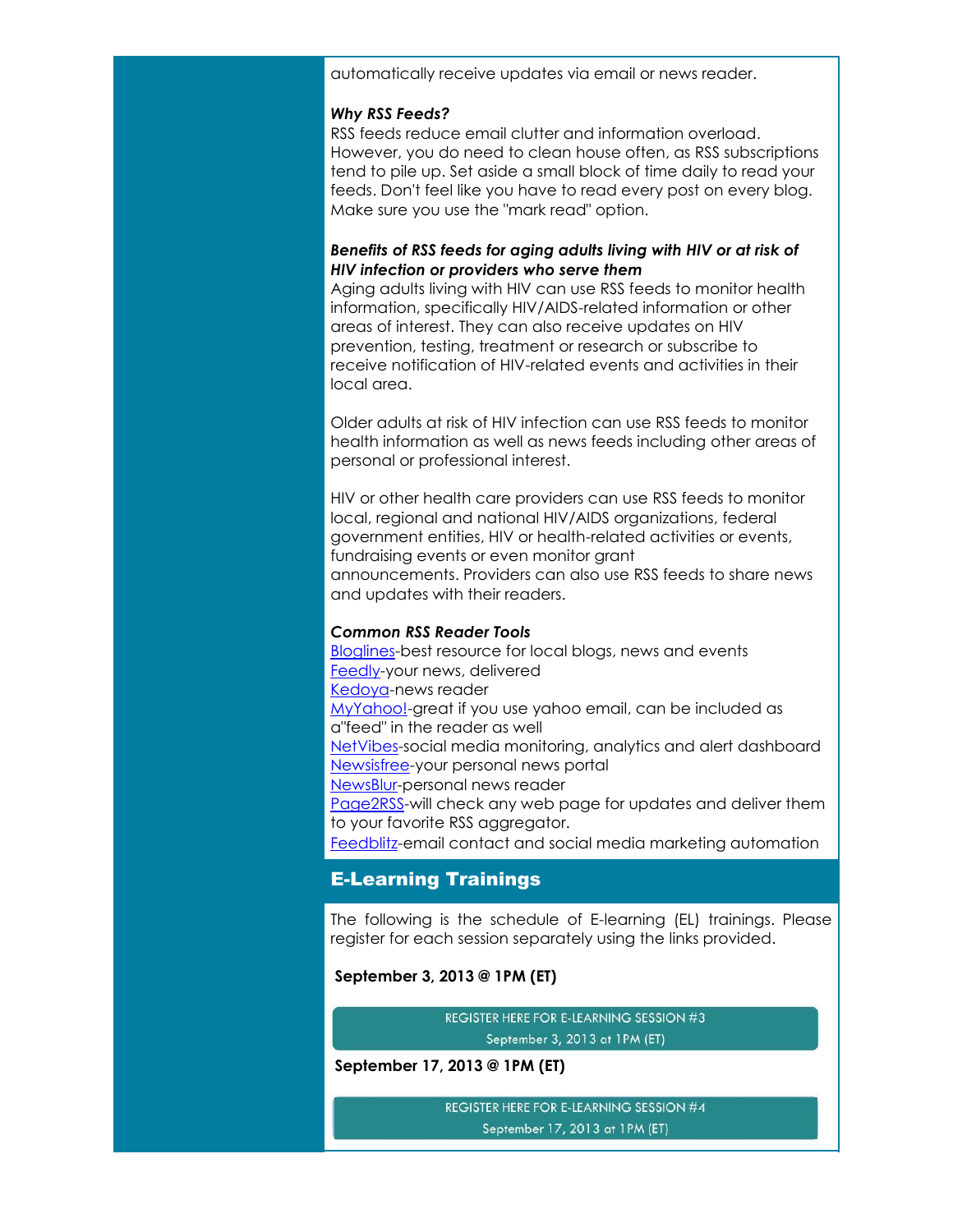automatically receive updates via email or news reader.

***Why RSS Feeds?***

RSS feeds reduce email clutter and information overload. However, you do need to clean house often, as RSS subscriptions tend to pile up. Set aside a small block of time daily to read your feeds. Don't feel like you have to read every post on every blog. Make sure you use the "mark read" option.

***Benefits of RSS feeds for aging adults living with HIV or at risk of HIV infection or providers who serve them***

Aging adults living with HIV can use RSS feeds to monitor health information, specifically HIV/AIDS-related information or other areas of interest. They can also receive updates on HIV prevention, testing, treatment or research or subscribe to receive notification of HIV-related events and activities in their local area.

Older adults at risk of HIV infection can use RSS feeds to monitor health information as well as news feeds including other areas of personal or professional interest.

HIV or other health care providers can use RSS feeds to monitor local, regional and national HIV/AIDS organizations, federal government entities, HIV or health-related activities or events, fundraising events or even monitor grant announcements. Providers can also use RSS feeds to share news and updates with their readers.

***Common RSS Reader Tools***

Bloglines-best resource for local blogs, news and events
Feedly-your news, delivered
Kedoya-news reader
MyYahoo!-great if you use yahoo email, can be included as a"feed" in the reader as well
NetVibes-social media monitoring, analytics and alert dashboard
Newsisfree-your personal news portal
NewsBlur-personal news reader
Page2RSS-will check any web page for updates and deliver them to your favorite RSS aggregator.
Feedblitz-email contact and social media marketing automation

## E-Learning Trainings

The following is the schedule of E-learning (EL) trainings. Please register for each session separately using the links provided.

**September 3, 2013 @ 1PM (ET)**

REGISTER HERE FOR E-LEARNING SESSION #3
September 3, 2013 at 1PM (ET)

**September 17, 2013 @ 1PM (ET)**

REGISTER HERE FOR E-LEARNING SESSION #4
September 17, 2013 at 1PM (ET)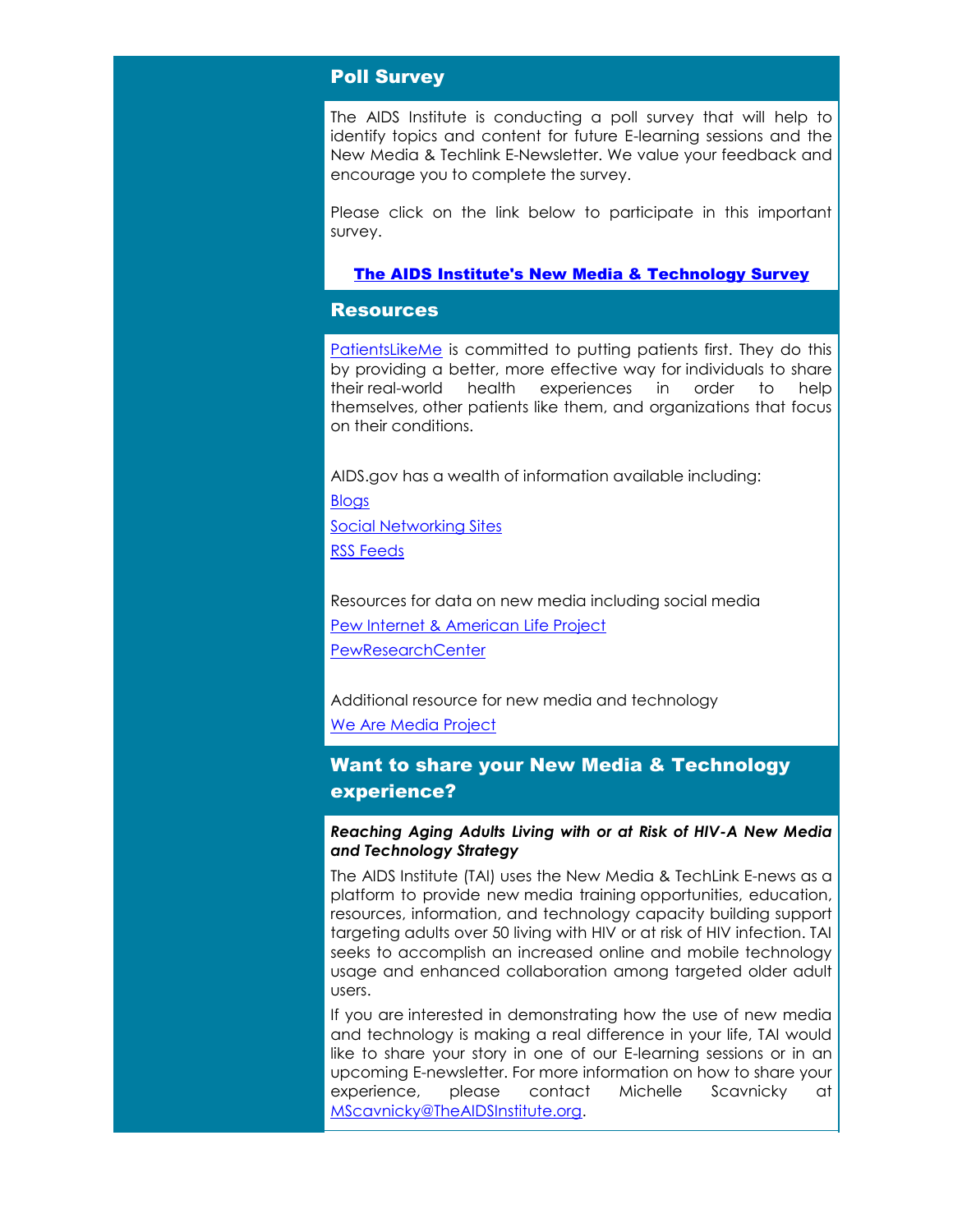## Poll Survey

The AIDS Institute is conducting a poll survey that will help to identify topics and content for future E-learning sessions and the New Media & Techlink E-Newsletter. We value your feedback and encourage you to complete the survey.

Please click on the link below to participate in this important survey.

**The AIDS Institute's New Media & Technology Survey**

## Resources

PatientsLikeMe is committed to putting patients first. They do this by providing a better, more effective way for individuals to share their real-world health experiences in order to help themselves, other patients like them, and organizations that focus on their conditions.

AIDS.gov has a wealth of information available including:

Blogs

Social Networking Sites

RSS Feeds

Resources for data on new media including social media

Pew Internet & American Life Project

PewResearchCenter

Additional resource for new media and technology

We Are Media Project

## Want to share your New Media & Technology experience?

***Reaching Aging Adults Living with or at Risk of HIV-A New Media and Technology Strategy***

The AIDS Institute (TAI) uses the New Media & TechLink E-news as a platform to provide new media training opportunities, education, resources, information, and technology capacity building support targeting adults over 50 living with HIV or at risk of HIV infection. TAI seeks to accomplish an increased online and mobile technology usage and enhanced collaboration among targeted older adult users.

If you are interested in demonstrating how the use of new media and technology is making a real difference in your life, TAI would like to share your story in one of our E-learning sessions or in an upcoming E-newsletter. For more information on how to share your experience, please contact Michelle Scavnicky at MScavnicky@TheAIDSInstitute.org.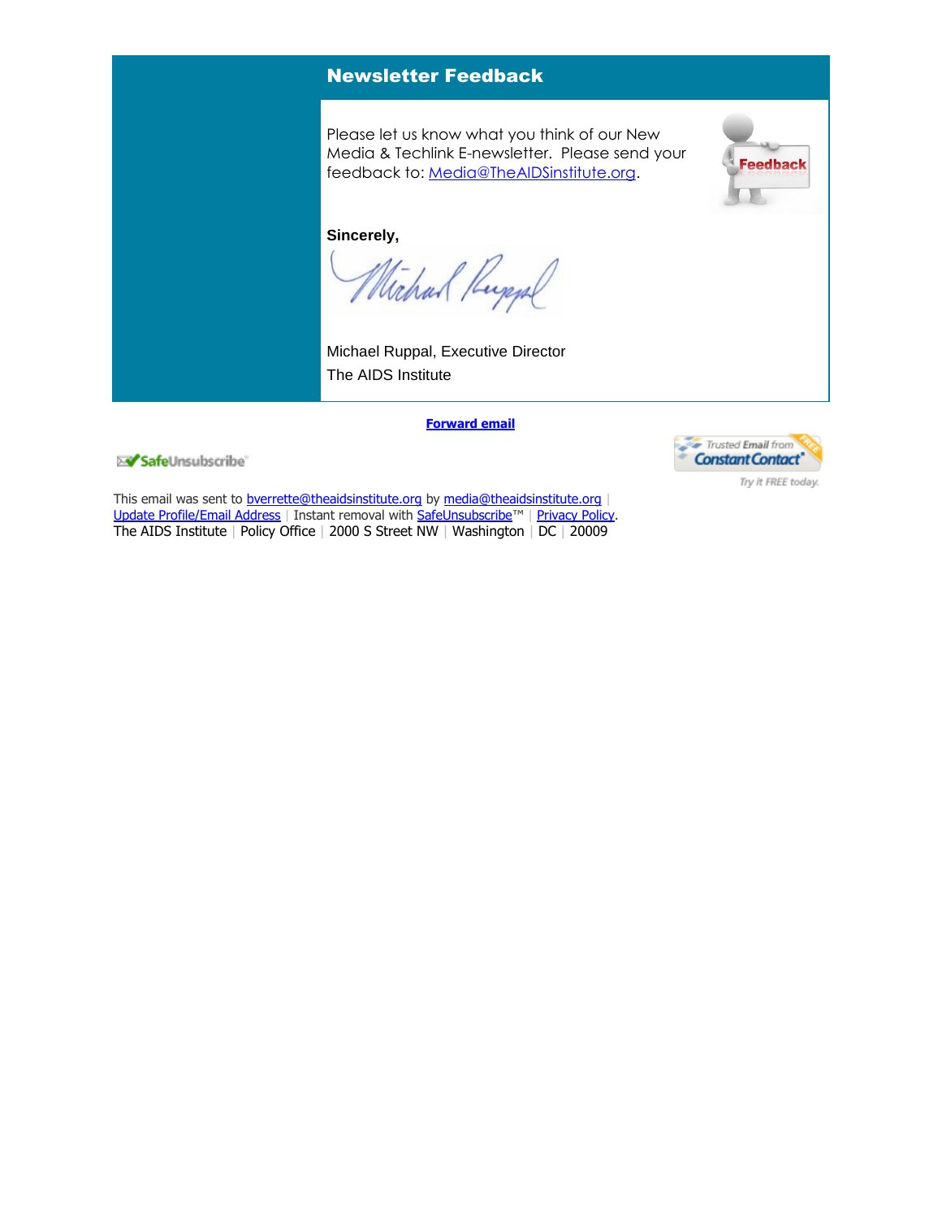## Newsletter Feedback

Please let us know what you think of our New Media & Techlink E-newsletter. Please send your feedback to: Media@TheAIDSinstitute.org.

**Sincerely,**

Michael Ruppal, Executive Director

The AIDS Institute

Forward email

SafeUnsubscribe®

Trusted Email from Constant Contact® FREE

Try it FREE today.

This email was sent to bverrette@theaidsinstitute.org by media@theaidsinstitute.org | Update Profile/Email Address | Instant removal with SafeUnsubscribe™ | Privacy Policy.

The AIDS Institute | Policy Office | 2000 S Street NW | Washington | DC | 20009